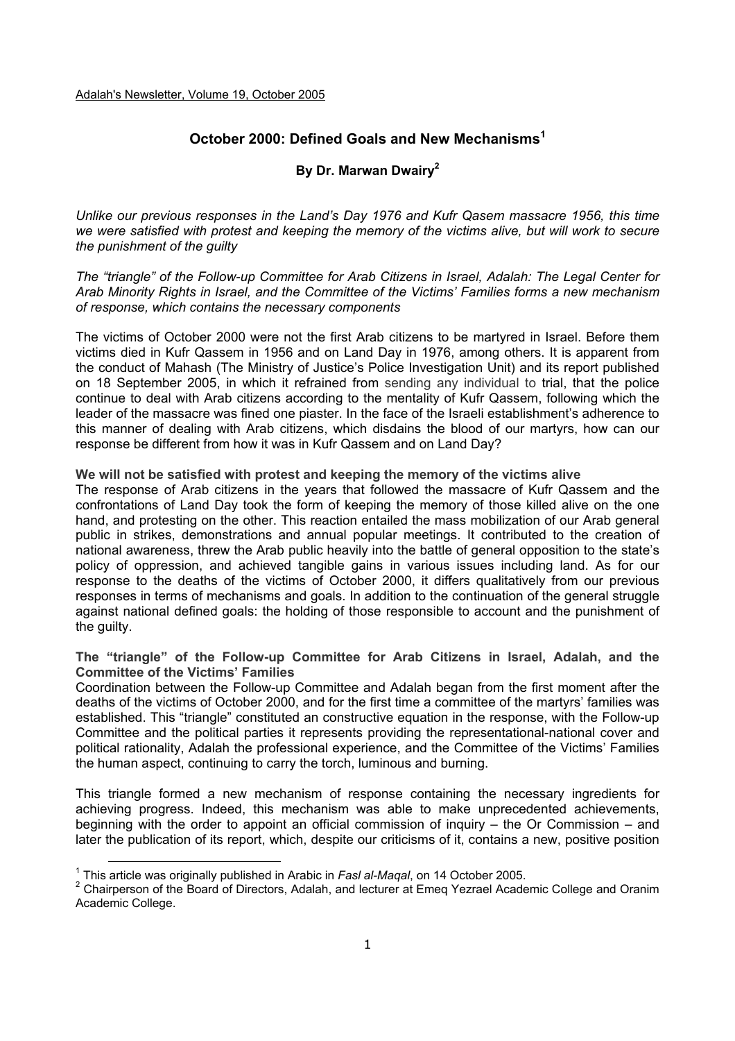Adalah's Newsletter, Volume 19, October 2005

# October 2000: Defined Goals and New Mechanisms[1]

## By Dr. Marwan Dwairy[2]

*Unlike our previous responses in the Land's Day 1976 and Kufr Qasem massacre 1956, this time we were satisfied with protest and keeping the memory of the victims alive, but will work to secure the punishment of the guilty*

*The "triangle" of the Follow-up Committee for Arab Citizens in Israel, Adalah: The Legal Center for Arab Minority Rights in Israel, and the Committee of the Victims' Families forms a new mechanism of response, which contains the necessary components*

The victims of October 2000 were not the first Arab citizens to be martyred in Israel. Before them victims died in Kufr Qassem in 1956 and on Land Day in 1976, among others. It is apparent from the conduct of Mahash (The Ministry of Justice's Police Investigation Unit) and its report published on 18 September 2005, in which it refrained from sending any individual to trial, that the police continue to deal with Arab citizens according to the mentality of Kufr Qassem, following which the leader of the massacre was fined one piaster. In the face of the Israeli establishment's adherence to this manner of dealing with Arab citizens, which disdains the blood of our martyrs, how can our response be different from how it was in Kufr Qassem and on Land Day?

**We will not be satisfied with protest and keeping the memory of the victims alive**

The response of Arab citizens in the years that followed the massacre of Kufr Qassem and the confrontations of Land Day took the form of keeping the memory of those killed alive on the one hand, and protesting on the other. This reaction entailed the mass mobilization of our Arab general public in strikes, demonstrations and annual popular meetings. It contributed to the creation of national awareness, threw the Arab public heavily into the battle of general opposition to the state's policy of oppression, and achieved tangible gains in various issues including land. As for our response to the deaths of the victims of October 2000, it differs qualitatively from our previous responses in terms of mechanisms and goals. In addition to the continuation of the general struggle against national defined goals: the holding of those responsible to account and the punishment of the guilty.

**The "triangle" of the Follow-up Committee for Arab Citizens in Israel, Adalah, and the Committee of the Victims' Families**

Coordination between the Follow-up Committee and Adalah began from the first moment after the deaths of the victims of October 2000, and for the first time a committee of the martyrs' families was established. This "triangle" constituted an constructive equation in the response, with the Follow-up Committee and the political parties it represents providing the representational-national cover and political rationality, Adalah the professional experience, and the Committee of the Victims' Families the human aspect, continuing to carry the torch, luminous and burning.

This triangle formed a new mechanism of response containing the necessary ingredients for achieving progress. Indeed, this mechanism was able to make unprecedented achievements, beginning with the order to appoint an official commission of inquiry – the Or Commission – and later the publication of its report, which, despite our criticisms of it, contains a new, positive position

[1] This article was originally published in Arabic in *Fasl al-Maqal*, on 14 October 2005.

[2] Chairperson of the Board of Directors, Adalah, and lecturer at Emeq Yezrael Academic College and Oranim Academic College.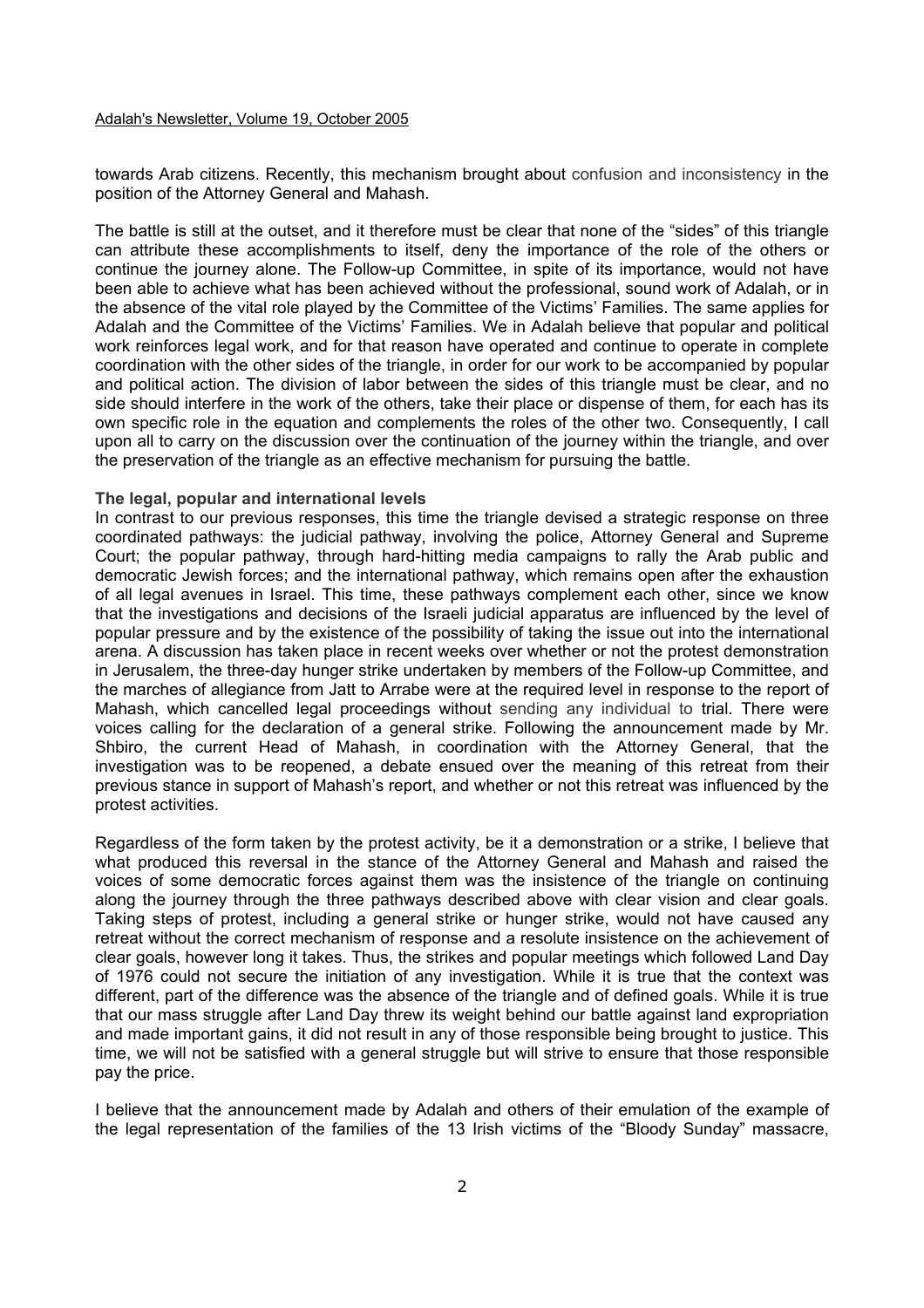towards Arab citizens. Recently, this mechanism brought about confusion and inconsistency in the position of the Attorney General and Mahash.

The battle is still at the outset, and it therefore must be clear that none of the "sides" of this triangle can attribute these accomplishments to itself, deny the importance of the role of the others or continue the journey alone. The Follow-up Committee, in spite of its importance, would not have been able to achieve what has been achieved without the professional, sound work of Adalah, or in the absence of the vital role played by the Committee of the Victims' Families. The same applies for Adalah and the Committee of the Victims' Families. We in Adalah believe that popular and political work reinforces legal work, and for that reason have operated and continue to operate in complete coordination with the other sides of the triangle, in order for our work to be accompanied by popular and political action. The division of labor between the sides of this triangle must be clear, and no side should interfere in the work of the others, take their place or dispense of them, for each has its own specific role in the equation and complements the roles of the other two. Consequently, I call upon all to carry on the discussion over the continuation of the journey within the triangle, and over the preservation of the triangle as an effective mechanism for pursuing the battle.

### The legal, popular and international levels

In contrast to our previous responses, this time the triangle devised a strategic response on three coordinated pathways: the judicial pathway, involving the police, Attorney General and Supreme Court; the popular pathway, through hard-hitting media campaigns to rally the Arab public and democratic Jewish forces; and the international pathway, which remains open after the exhaustion of all legal avenues in Israel. This time, these pathways complement each other, since we know that the investigations and decisions of the Israeli judicial apparatus are influenced by the level of popular pressure and by the existence of the possibility of taking the issue out into the international arena. A discussion has taken place in recent weeks over whether or not the protest demonstration in Jerusalem, the three-day hunger strike undertaken by members of the Follow-up Committee, and the marches of allegiance from Jatt to Arrabe were at the required level in response to the report of Mahash, which cancelled legal proceedings without sending any individual to trial. There were voices calling for the declaration of a general strike. Following the announcement made by Mr. Shbiro, the current Head of Mahash, in coordination with the Attorney General, that the investigation was to be reopened, a debate ensued over the meaning of this retreat from their previous stance in support of Mahash's report, and whether or not this retreat was influenced by the protest activities.

Regardless of the form taken by the protest activity, be it a demonstration or a strike, I believe that what produced this reversal in the stance of the Attorney General and Mahash and raised the voices of some democratic forces against them was the insistence of the triangle on continuing along the journey through the three pathways described above with clear vision and clear goals. Taking steps of protest, including a general strike or hunger strike, would not have caused any retreat without the correct mechanism of response and a resolute insistence on the achievement of clear goals, however long it takes. Thus, the strikes and popular meetings which followed Land Day of 1976 could not secure the initiation of any investigation. While it is true that the context was different, part of the difference was the absence of the triangle and of defined goals. While it is true that our mass struggle after Land Day threw its weight behind our battle against land expropriation and made important gains, it did not result in any of those responsible being brought to justice. This time, we will not be satisfied with a general struggle but will strive to ensure that those responsible pay the price.

I believe that the announcement made by Adalah and others of their emulation of the example of the legal representation of the families of the 13 Irish victims of the "Bloody Sunday" massacre,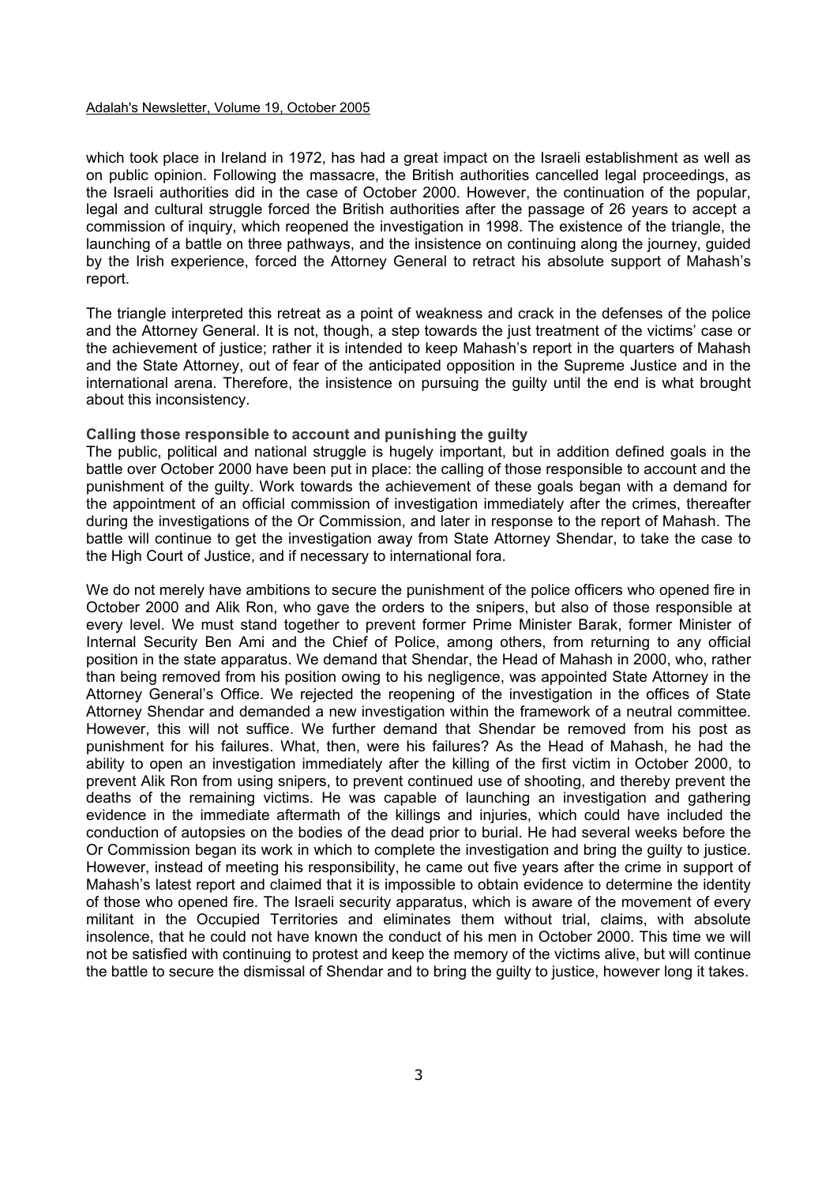which took place in Ireland in 1972, has had a great impact on the Israeli establishment as well as on public opinion. Following the massacre, the British authorities cancelled legal proceedings, as the Israeli authorities did in the case of October 2000. However, the continuation of the popular, legal and cultural struggle forced the British authorities after the passage of 26 years to accept a commission of inquiry, which reopened the investigation in 1998. The existence of the triangle, the launching of a battle on three pathways, and the insistence on continuing along the journey, guided by the Irish experience, forced the Attorney General to retract his absolute support of Mahash's report.

The triangle interpreted this retreat as a point of weakness and crack in the defenses of the police and the Attorney General. It is not, though, a step towards the just treatment of the victims' case or the achievement of justice; rather it is intended to keep Mahash's report in the quarters of Mahash and the State Attorney, out of fear of the anticipated opposition in the Supreme Justice and in the international arena. Therefore, the insistence on pursuing the guilty until the end is what brought about this inconsistency.

**Calling those responsible to account and punishing the guilty**

The public, political and national struggle is hugely important, but in addition defined goals in the battle over October 2000 have been put in place: the calling of those responsible to account and the punishment of the guilty. Work towards the achievement of these goals began with a demand for the appointment of an official commission of investigation immediately after the crimes, thereafter during the investigations of the Or Commission, and later in response to the report of Mahash. The battle will continue to get the investigation away from State Attorney Shendar, to take the case to the High Court of Justice, and if necessary to international fora.

We do not merely have ambitions to secure the punishment of the police officers who opened fire in October 2000 and Alik Ron, who gave the orders to the snipers, but also of those responsible at every level. We must stand together to prevent former Prime Minister Barak, former Minister of Internal Security Ben Ami and the Chief of Police, among others, from returning to any official position in the state apparatus. We demand that Shendar, the Head of Mahash in 2000, who, rather than being removed from his position owing to his negligence, was appointed State Attorney in the Attorney General's Office. We rejected the reopening of the investigation in the offices of State Attorney Shendar and demanded a new investigation within the framework of a neutral committee. However, this will not suffice. We further demand that Shendar be removed from his post as punishment for his failures. What, then, were his failures? As the Head of Mahash, he had the ability to open an investigation immediately after the killing of the first victim in October 2000, to prevent Alik Ron from using snipers, to prevent continued use of shooting, and thereby prevent the deaths of the remaining victims. He was capable of launching an investigation and gathering evidence in the immediate aftermath of the killings and injuries, which could have included the conduction of autopsies on the bodies of the dead prior to burial. He had several weeks before the Or Commission began its work in which to complete the investigation and bring the guilty to justice. However, instead of meeting his responsibility, he came out five years after the crime in support of Mahash's latest report and claimed that it is impossible to obtain evidence to determine the identity of those who opened fire. The Israeli security apparatus, which is aware of the movement of every militant in the Occupied Territories and eliminates them without trial, claims, with absolute insolence, that he could not have known the conduct of his men in October 2000. This time we will not be satisfied with continuing to protest and keep the memory of the victims alive, but will continue the battle to secure the dismissal of Shendar and to bring the guilty to justice, however long it takes.